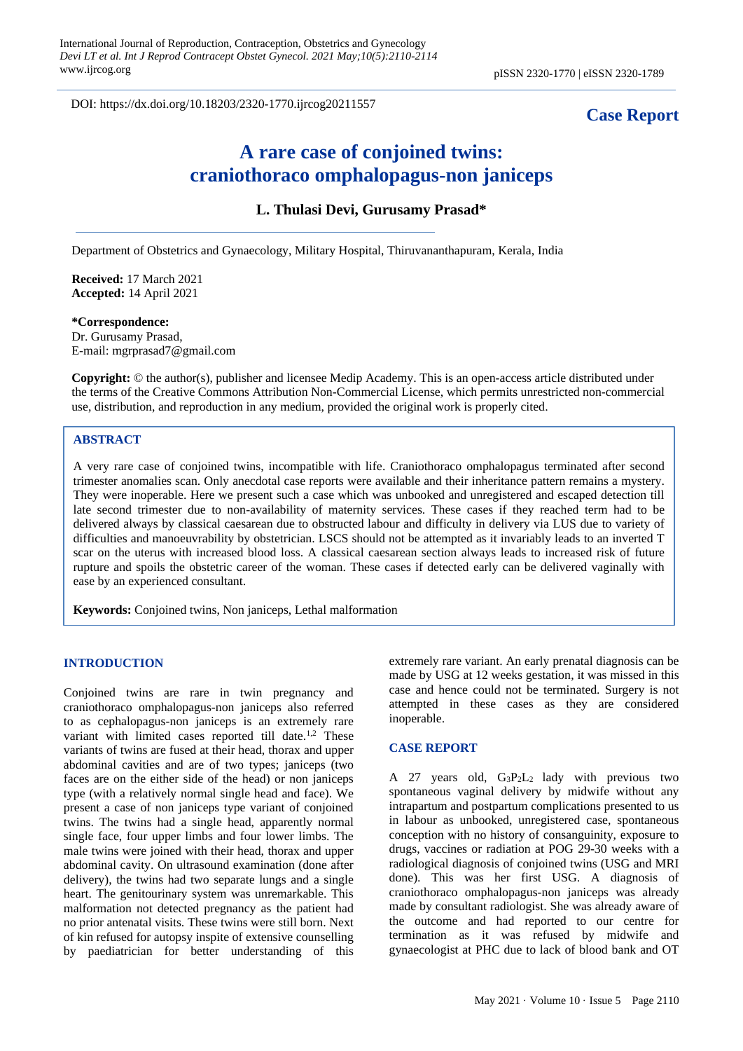DOI: https://dx.doi.org/10.18203/2320-1770.ijrcog20211557

**Case Report**

# A rare case of conjoined twins: craniothoraco omphalopagus-non janiceps

**L. Thulasi Devi, Gurusamy Prasad***

Department of Obstetrics and Gynaecology, Military Hospital, Thiruvananthapuram, Kerala, India

**Received:** 17 March 2021
**Accepted:** 14 April 2021

***Correspondence:**
Dr. Gurusamy Prasad,
E-mail: mgrprasad7@gmail.com

**Copyright:** © the author(s), publisher and licensee Medip Academy. This is an open-access article distributed under the terms of the Creative Commons Attribution Non-Commercial License, which permits unrestricted non-commercial use, distribution, and reproduction in any medium, provided the original work is properly cited.

## ABSTRACT

A very rare case of conjoined twins, incompatible with life. Craniothoraco omphalopagus terminated after second trimester anomalies scan. Only anecdotal case reports were available and their inheritance pattern remains a mystery. They were inoperable. Here we present such a case which was unbooked and unregistered and escaped detection till late second trimester due to non-availability of maternity services. These cases if they reached term had to be delivered always by classical caesarean due to obstructed labour and difficulty in delivery via LUS due to variety of difficulties and manoeuvrability by obstetrician. LSCS should not be attempted as it invariably leads to an inverted T scar on the uterus with increased blood loss. A classical caesarean section always leads to increased risk of future rupture and spoils the obstetric career of the woman. These cases if detected early can be delivered vaginally with ease by an experienced consultant.

**Keywords:** Conjoined twins, Non janiceps, Lethal malformation

## INTRODUCTION

Conjoined twins are rare in twin pregnancy and craniothoraco omphalopagus-non janiceps also referred to as cephalopagus-non janiceps is an extremely rare variant with limited cases reported till date.[1,2] These variants of twins are fused at their head, thorax and upper abdominal cavities and are of two types; janiceps (two faces are on the either side of the head) or non janiceps type (with a relatively normal single head and face). We present a case of non janiceps type variant of conjoined twins. The twins had a single head, apparently normal single face, four upper limbs and four lower limbs. The male twins were joined with their head, thorax and upper abdominal cavity. On ultrasound examination (done after delivery), the twins had two separate lungs and a single heart. The genitourinary system was unremarkable. This malformation not detected pregnancy as the patient had no prior antenatal visits. These twins were still born. Next of kin refused for autopsy inspite of extensive counselling by paediatrician for better understanding of this extremely rare variant. An early prenatal diagnosis can be made by USG at 12 weeks gestation, it was missed in this case and hence could not be terminated. Surgery is not attempted in these cases as they are considered inoperable.

## CASE REPORT

A 27 years old, $G_3P_2L_2$ lady with previous two spontaneous vaginal delivery by midwife without any intrapartum and postpartum complications presented to us in labour as unbooked, unregistered case, spontaneous conception with no history of consanguinity, exposure to drugs, vaccines or radiation at POG 29-30 weeks with a radiological diagnosis of conjoined twins (USG and MRI done). This was her first USG. A diagnosis of craniothoraco omphalopagus-non janiceps was already made by consultant radiologist. She was already aware of the outcome and had reported to our centre for termination as it was refused by midwife and gynaecologist at PHC due to lack of blood bank and OT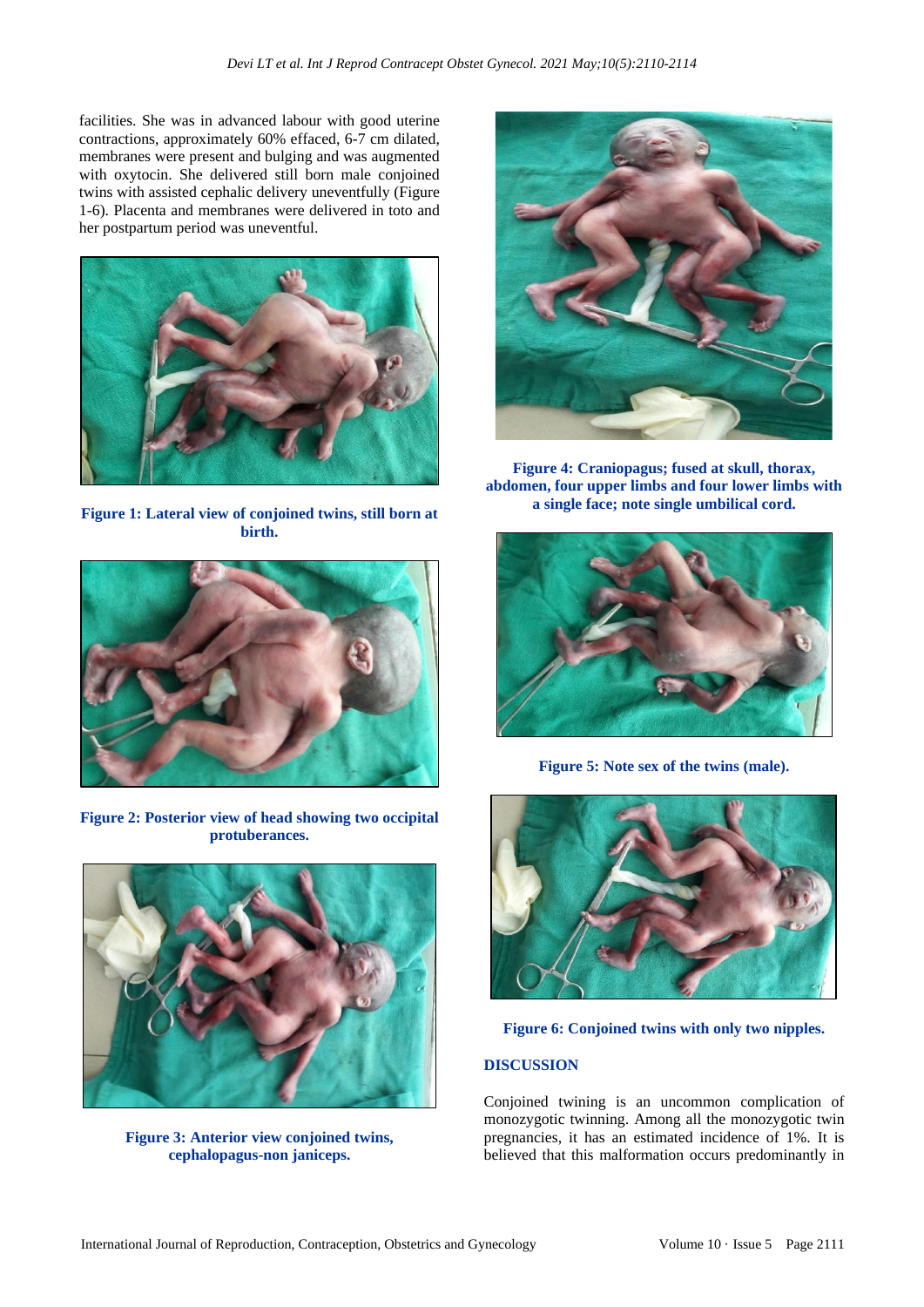facilities. She was in advanced labour with good uterine contractions, approximately 60% effaced, 6-7 cm dilated, membranes were present and bulging and was augmented with oxytocin. She delivered still born male conjoined twins with assisted cephalic delivery uneventfully (Figure 1-6). Placenta and membranes were delivered in toto and her postpartum period was uneventful.

**Figure 1: Lateral view of conjoined twins, still born at birth.**

**Figure 2: Posterior view of head showing two occipital protuberances.**

**Figure 3: Anterior view conjoined twins, cephalopagus-non janiceps.**

**Figure 4: Craniopagus; fused at skull, thorax, abdomen, four upper limbs and four lower limbs with a single face; note single umbilical cord.**

**Figure 5: Note sex of the twins (male).**

**Figure 6: Conjoined twins with only two nipples.**

## DISCUSSION

Conjoined twining is an uncommon complication of monozygotic twinning. Among all the monozygotic twin pregnancies, it has an estimated incidence of 1%. It is believed that this malformation occurs predominantly in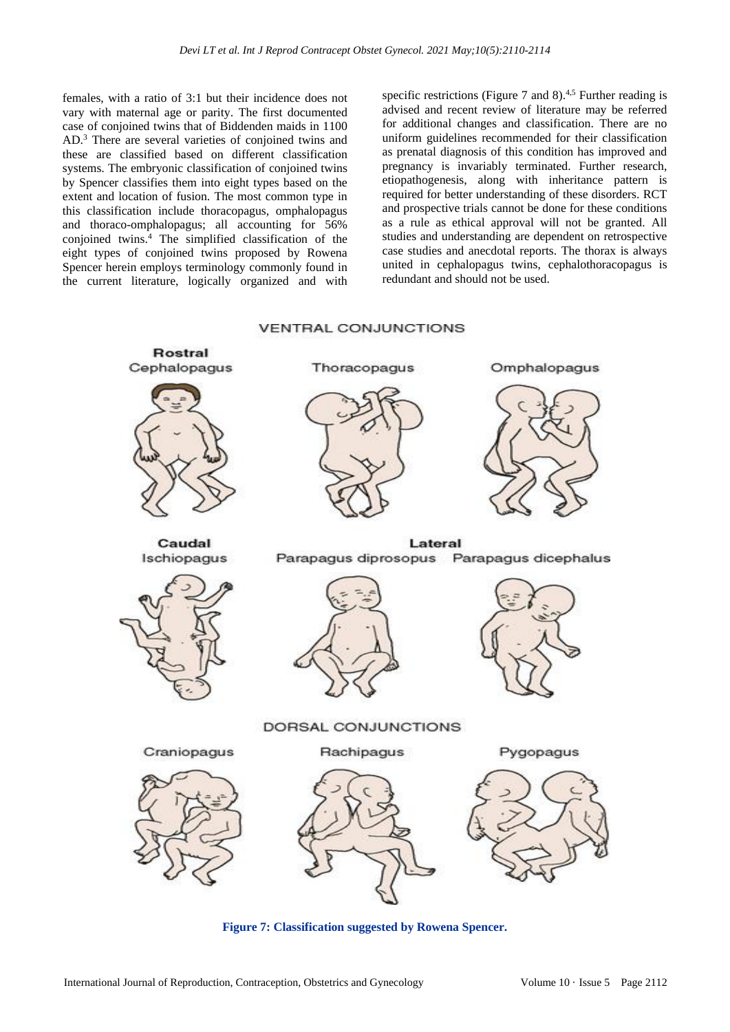females, with a ratio of 3:1 but their incidence does not vary with maternal age or parity. The first documented case of conjoined twins that of Biddenden maids in 1100 AD.[3] There are several varieties of conjoined twins and these are classified based on different classification systems. The embryonic classification of conjoined twins by Spencer classifies them into eight types based on the extent and location of fusion. The most common type in this classification include thoracopagus, omphalopagus and thoraco-omphalopagus; all accounting for 56% conjoined twins.[4] The simplified classification of the eight types of conjoined twins proposed by Rowena Spencer herein employs terminology commonly found in the current literature, logically organized and with specific restrictions (Figure 7 and 8).[4,5] Further reading is advised and recent review of literature may be referred for additional changes and classification. There are no uniform guidelines recommended for their classification as prenatal diagnosis of this condition has improved and pregnancy is invariably terminated. Further research, etiopathogenesis, along with inheritance pattern is required for better understanding of these disorders. RCT and prospective trials cannot be done for these conditions as a rule as ethical approval will not be granted. All studies and understanding are dependent on retrospective case studies and anecdotal reports. The thorax is always united in cephalopagus twins, cephalothoracopagus is redundant and should not be used.

VENTRAL CONJUNCTIONS

Rostral: Cephalopagus, Thoracopagus, Omphalopagus

Caudal: Ischiopagus

Lateral: Parapagus diprosopus, Parapagus dicephalus

DORSAL CONJUNCTIONS

Craniopagus, Rachipagus, Pygopagus

**Figure 7: Classification suggested by Rowena Spencer.**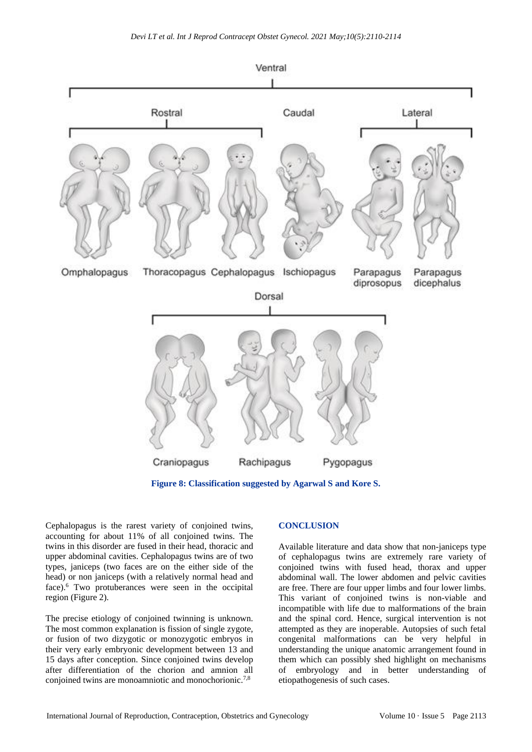Figure 8: Classification suggested by Agarwal S and Kore S.

Cephalopagus is the rarest variety of conjoined twins, accounting for about 11% of all conjoined twins. The twins in this disorder are fused in their head, thoracic and upper abdominal cavities. Cephalopagus twins are of two types, janiceps (two faces are on the either side of the head) or non janiceps (with a relatively normal head and face).[6] Two protuberances were seen in the occipital region (Figure 2).

The precise etiology of conjoined twinning is unknown. The most common explanation is fission of single zygote, or fusion of two dizygotic or monozygotic embryos in their very early embryonic development between 13 and 15 days after conception. Since conjoined twins develop after differentiation of the chorion and amnion all conjoined twins are monoamniotic and monochorionic.[7,8]

## CONCLUSION

Available literature and data show that non-janiceps type of cephalopagus twins are extremely rare variety of conjoined twins with fused head, thorax and upper abdominal wall. The lower abdomen and pelvic cavities are free. There are four upper limbs and four lower limbs. This variant of conjoined twins is non-viable and incompatible with life due to malformations of the brain and the spinal cord. Hence, surgical intervention is not attempted as they are inoperable. Autopsies of such fetal congenital malformations can be very helpful in understanding the unique anatomic arrangement found in them which can possibly shed highlight on mechanisms of embryology and in better understanding of etiopathogenesis of such cases.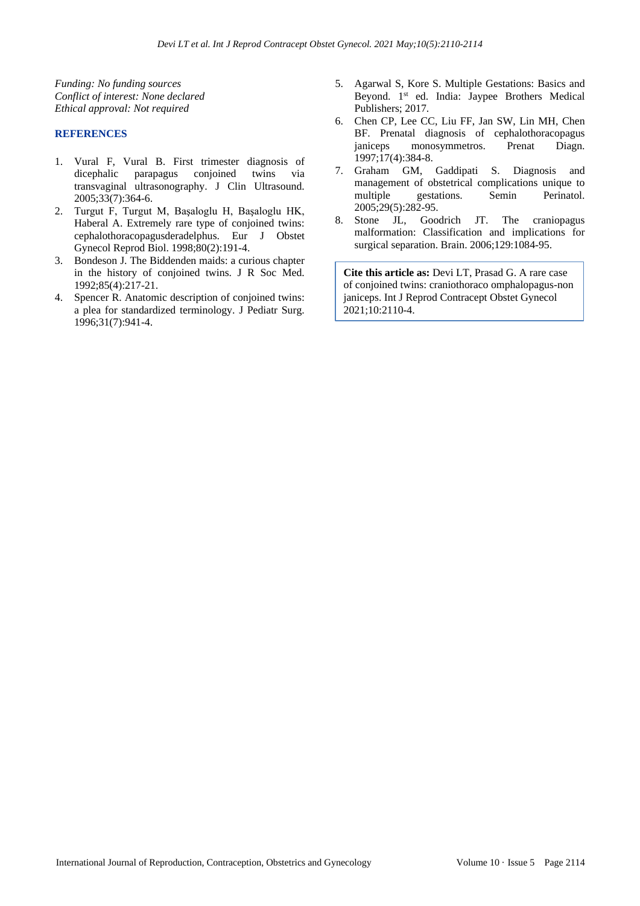*Funding: No funding sources*
*Conflict of interest: None declared*
*Ethical approval: Not required*

## REFERENCES

1. Vural F, Vural B. First trimester diagnosis of dicephalic parapagus conjoined twins via transvaginal ultrasonography. J Clin Ultrasound. 2005;33(7):364-6.
2. Turgut F, Turgut M, Başaloglu H, Başaloglu HK, Haberal A. Extremely rare type of conjoined twins: cephalothoracopagusderadelphus. Eur J Obstet Gynecol Reprod Biol. 1998;80(2):191-4.
3. Bondeson J. The Biddenden maids: a curious chapter in the history of conjoined twins. J R Soc Med. 1992;85(4):217-21.
4. Spencer R. Anatomic description of conjoined twins: a plea for standardized terminology. J Pediatr Surg. 1996;31(7):941-4.
5. Agarwal S, Kore S. Multiple Gestations: Basics and Beyond. 1st ed. India: Jaypee Brothers Medical Publishers; 2017.
6. Chen CP, Lee CC, Liu FF, Jan SW, Lin MH, Chen BF. Prenatal diagnosis of cephalothoracopagus janiceps monosymmetros. Prenat Diagn. 1997;17(4):384-8.
7. Graham GM, Gaddipati S. Diagnosis and management of obstetrical complications unique to multiple gestations. Semin Perinatol. 2005;29(5):282-95.
8. Stone JL, Goodrich JT. The craniopagus malformation: Classification and implications for surgical separation. Brain. 2006;129:1084-95.

**Cite this article as:** Devi LT, Prasad G. A rare case of conjoined twins: craniothoraco omphalopagus-non janiceps. Int J Reprod Contracept Obstet Gynecol 2021;10:2110-4.